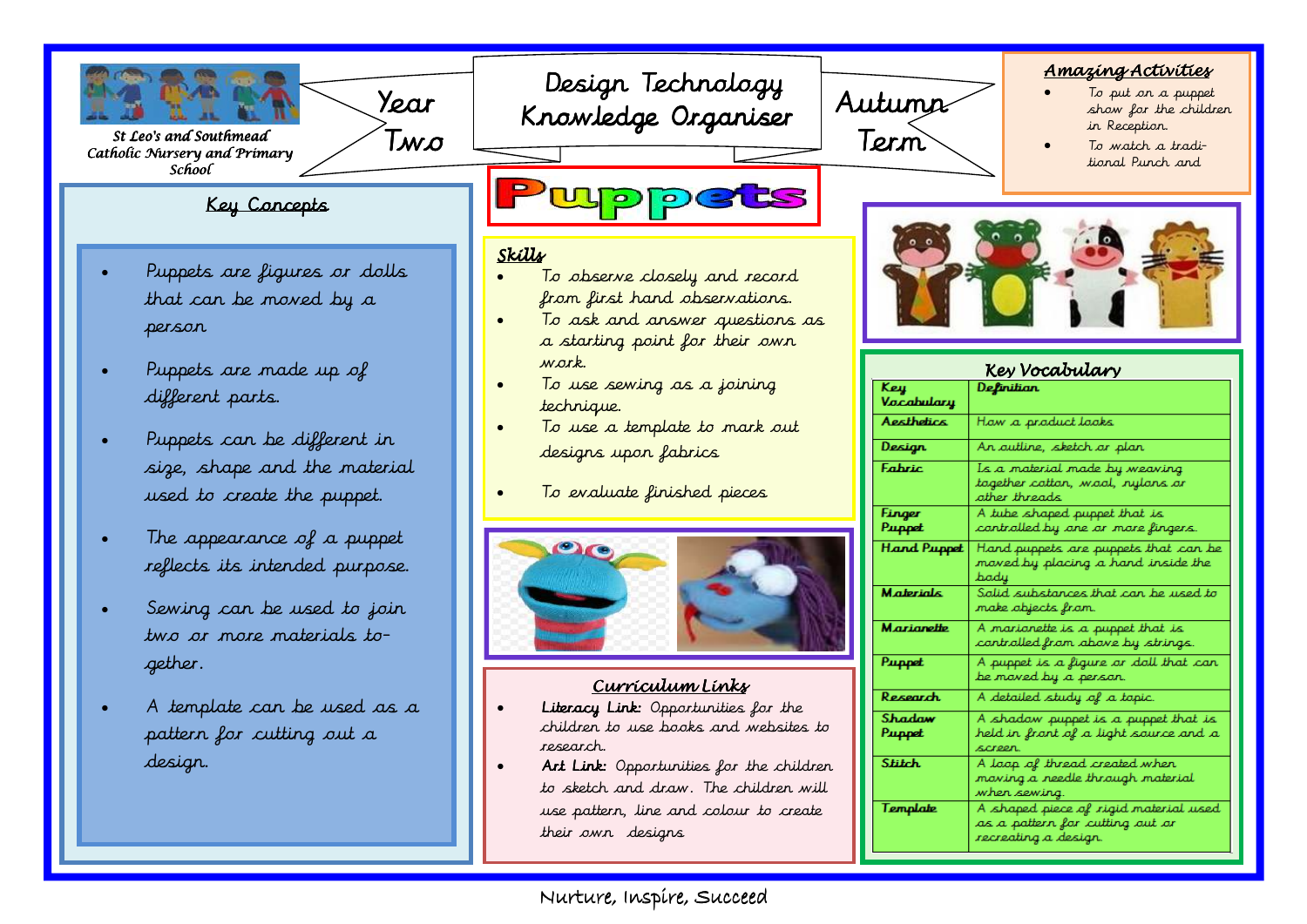St Leo's and Southmead Catholic Nursery and Primary School

# Year Two — Design Technology Knowledge Organiser — Autumn Term

# Puppets

## Amazing Activities

- To put on a puppet show for the children in Reception.
- To watch a traditional Punch and

## Key Concepts

- Puppets are figures or dolls that can be moved by a person
- Puppets are made up of different parts.
- Puppets can be different in size, shape and the material used to create the puppet.
- The appearance of a puppet reflects its intended purpose.
- Sewing can be used to join two or more materials together.
- A template can be used as a pattern for cutting out a design.

## Skills

- To observe closely and record from first hand observations.
- To ask and answer questions as a starting point for their own work.
- To use sewing as a joining technique.
- To use a template to mark out designs upon fabrics
- To evaluate finished pieces

## Curriculum Links

- **Literacy Link:** Opportunities for the children to use books and websites to research.
- **Art Link:** Opportunities for the children to sketch and draw. The children will use pattern, line and colour to create their own designs

## Key Vocabulary

| Key Vocabulary | Definition |
|---|---|
| Aesthetics | How a product looks |
| Design | An outline, sketch or plan |
| Fabric | Is a material made by weaving together cotton, wool, nylons or other threads |
| Finger Puppet | A tube shaped puppet that is controlled by one or more fingers. |
| Hand Puppet | Hand puppets are puppets that can be moved by placing a hand inside the body |
| Materials | Solid substances that can be used to make objects from. |
| Marionette | A marionette is a puppet that is controlled from above by strings. |
| Puppet | A puppet is a figure or doll that can be moved by a person. |
| Research | A detailed study of a topic. |
| Shadow Puppet | A shadow puppet is a puppet that is held in front of a light source and a screen. |
| Stitch | A loop of thread created when moving a needle through material when sewing. |
| Template | A shaped piece of rigid material used as a pattern for cutting out or recreating a design. |

Nurture, Inspire, Succeed